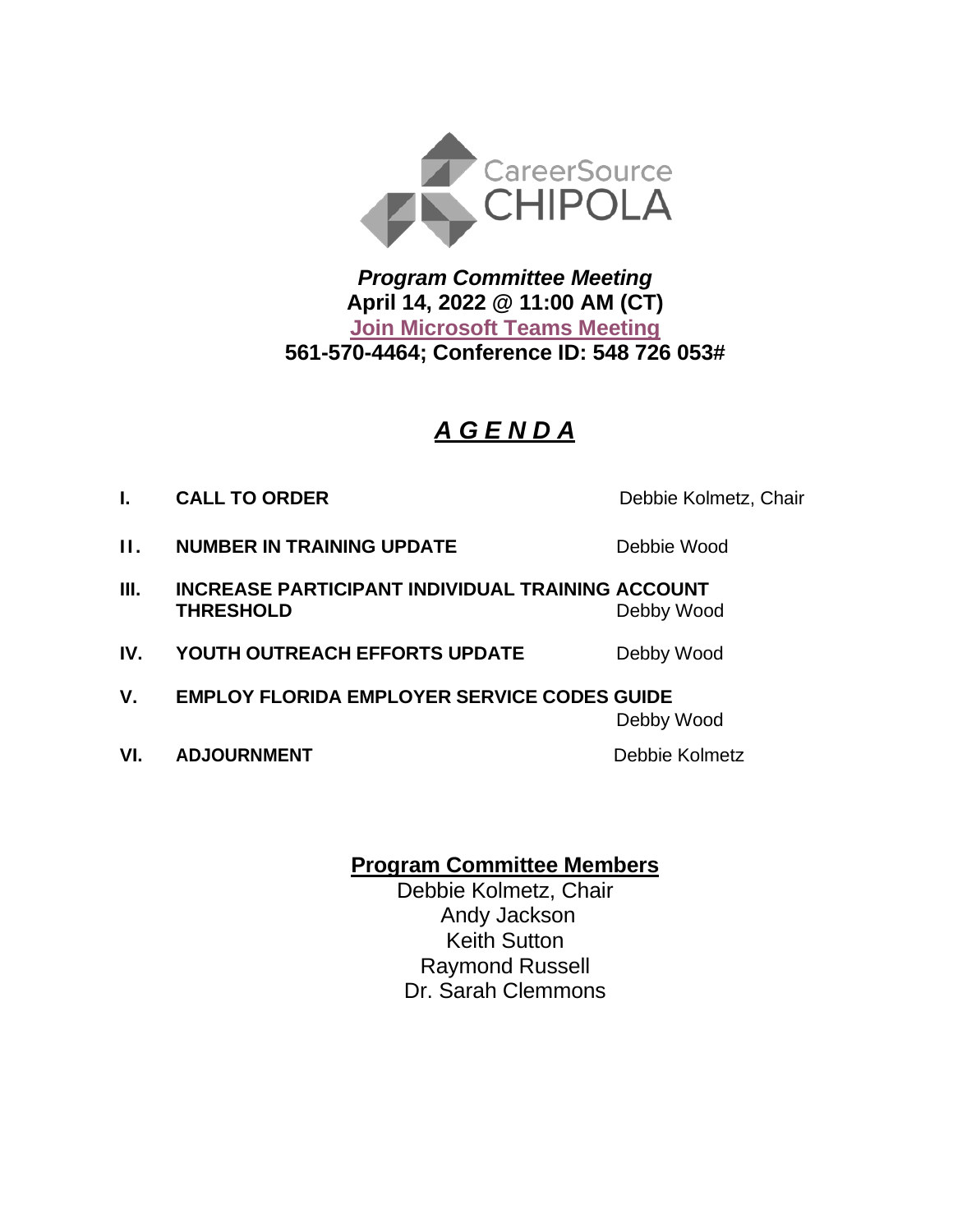CareerSource CHIPOLA

***Program Committee Meeting***
**April 14, 2022 @ 11:00 AM (CT)**
**Join Microsoft Teams Meeting**
**561-570-4464; Conference ID: 548 726 053#**

# ***A G E N D A***

| | | |
|---|---|---|
| **I.** | **CALL TO ORDER** | Debbie Kolmetz, Chair |
| **II.** | **NUMBER IN TRAINING UPDATE** | Debbie Wood |
| **III.** | **INCREASE PARTICIPANT INDIVIDUAL TRAINING ACCOUNT THRESHOLD** | Debby Wood |
| **IV.** | **YOUTH OUTREACH EFFORTS UPDATE** | Debby Wood |
| **V.** | **EMPLOY FLORIDA EMPLOYER SERVICE CODES GUIDE** | Debby Wood |
| **VI.** | **ADJOURNMENT** | Debbie Kolmetz |

**Program Committee Members**

Debbie Kolmetz, Chair
Andy Jackson
Keith Sutton
Raymond Russell
Dr. Sarah Clemmons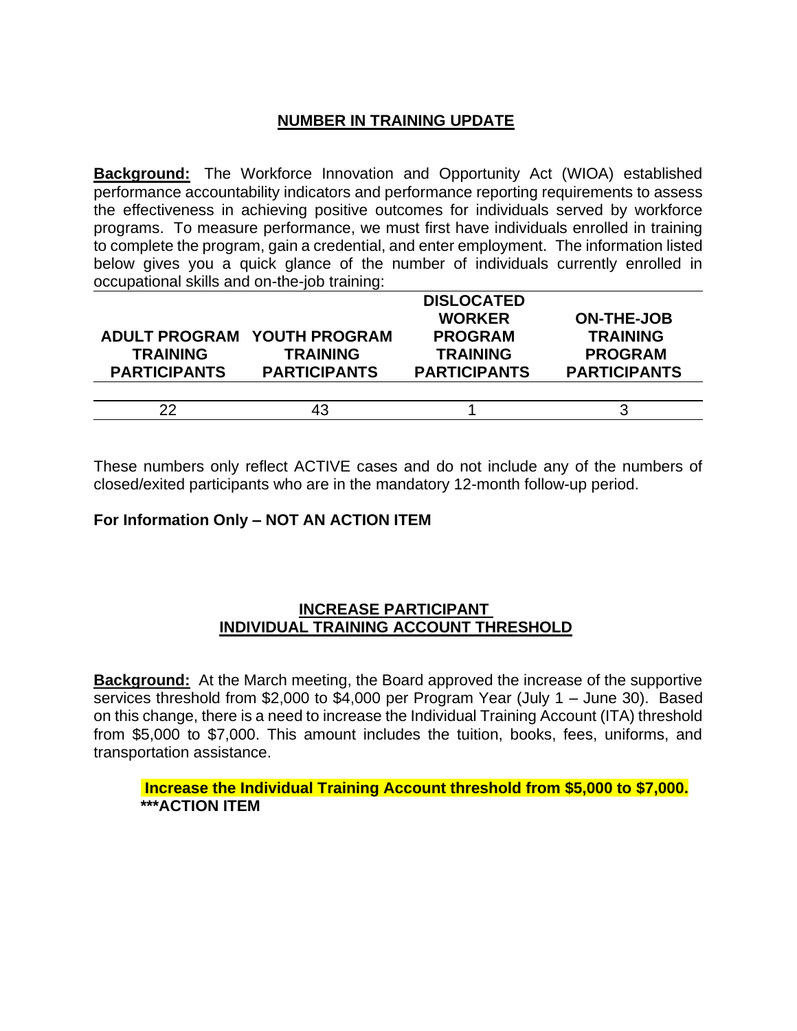## NUMBER IN TRAINING UPDATE

**Background:** The Workforce Innovation and Opportunity Act (WIOA) established performance accountability indicators and performance reporting requirements to assess the effectiveness in achieving positive outcomes for individuals served by workforce programs. To measure performance, we must first have individuals enrolled in training to complete the program, gain a credential, and enter employment. The information listed below gives you a quick glance of the number of individuals currently enrolled in occupational skills and on-the-job training:

| ADULT PROGRAM TRAINING PARTICIPANTS | YOUTH PROGRAM TRAINING PARTICIPANTS | DISLOCATED WORKER PROGRAM TRAINING PARTICIPANTS | ON-THE-JOB TRAINING PROGRAM PARTICIPANTS |
|---|---|---|---|
| 22 | 43 | 1 | 3 |

These numbers only reflect ACTIVE cases and do not include any of the numbers of closed/exited participants who are in the mandatory 12-month follow-up period.

**For Information Only – NOT AN ACTION ITEM**

## INCREASE PARTICIPANT INDIVIDUAL TRAINING ACCOUNT THRESHOLD

**Background:** At the March meeting, the Board approved the increase of the supportive services threshold from $2,000 to $4,000 per Program Year (July 1 – June 30). Based on this change, there is a need to increase the Individual Training Account (ITA) threshold from $5,000 to $7,000. This amount includes the tuition, books, fees, uniforms, and transportation assistance.

**Increase the Individual Training Account threshold from $5,000 to $7,000.**
**\*\*\*ACTION ITEM**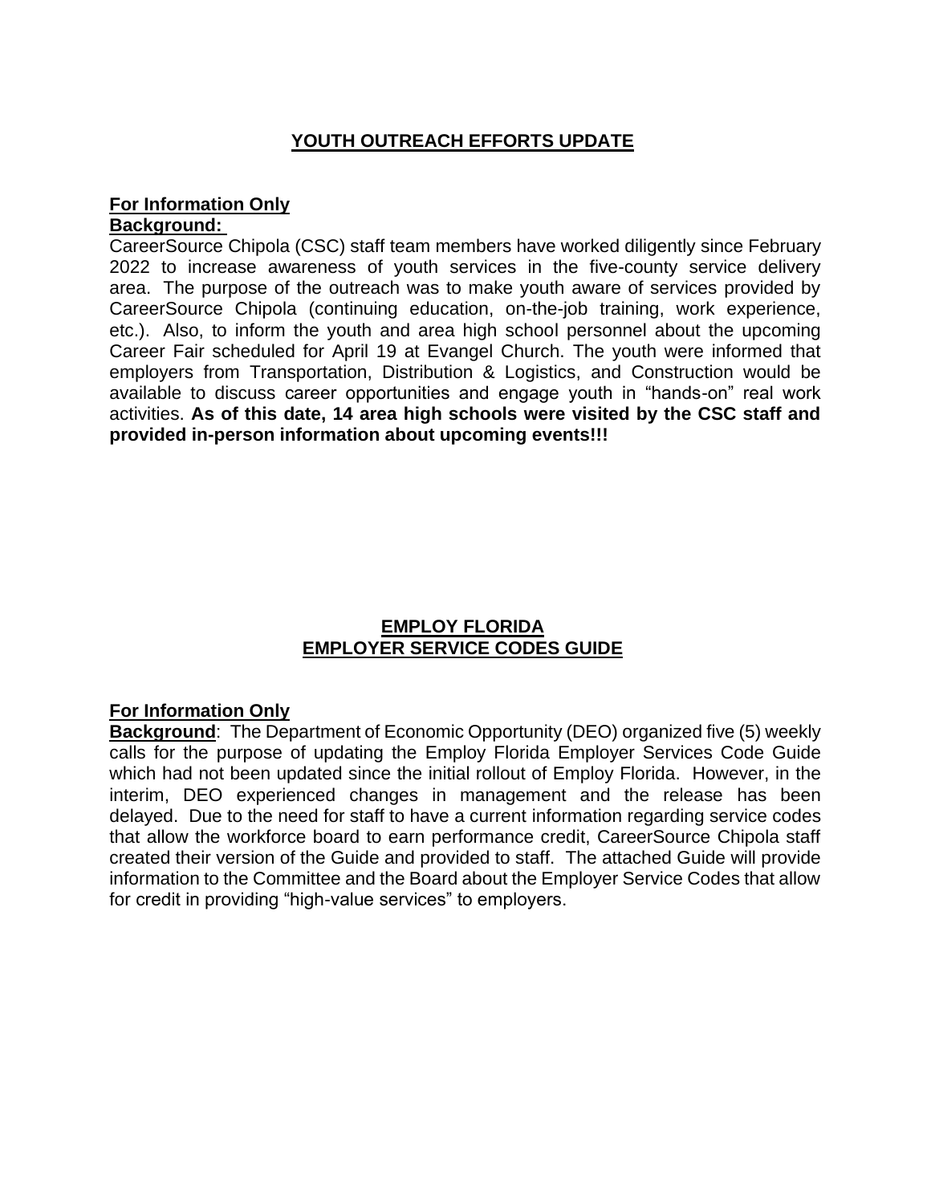## YOUTH OUTREACH EFFORTS UPDATE

**For Information Only**

**Background:**

CareerSource Chipola (CSC) staff team members have worked diligently since February 2022 to increase awareness of youth services in the five-county service delivery area. The purpose of the outreach was to make youth aware of services provided by CareerSource Chipola (continuing education, on-the-job training, work experience, etc.). Also, to inform the youth and area high school personnel about the upcoming Career Fair scheduled for April 19 at Evangel Church. The youth were informed that employers from Transportation, Distribution & Logistics, and Construction would be available to discuss career opportunities and engage youth in "hands-on" real work activities. **As of this date, 14 area high schools were visited by the CSC staff and provided in-person information about upcoming events!!!**

## EMPLOY FLORIDA EMPLOYER SERVICE CODES GUIDE

**For Information Only**

**Background**: The Department of Economic Opportunity (DEO) organized five (5) weekly calls for the purpose of updating the Employ Florida Employer Services Code Guide which had not been updated since the initial rollout of Employ Florida. However, in the interim, DEO experienced changes in management and the release has been delayed. Due to the need for staff to have a current information regarding service codes that allow the workforce board to earn performance credit, CareerSource Chipola staff created their version of the Guide and provided to staff. The attached Guide will provide information to the Committee and the Board about the Employer Service Codes that allow for credit in providing "high-value services" to employers.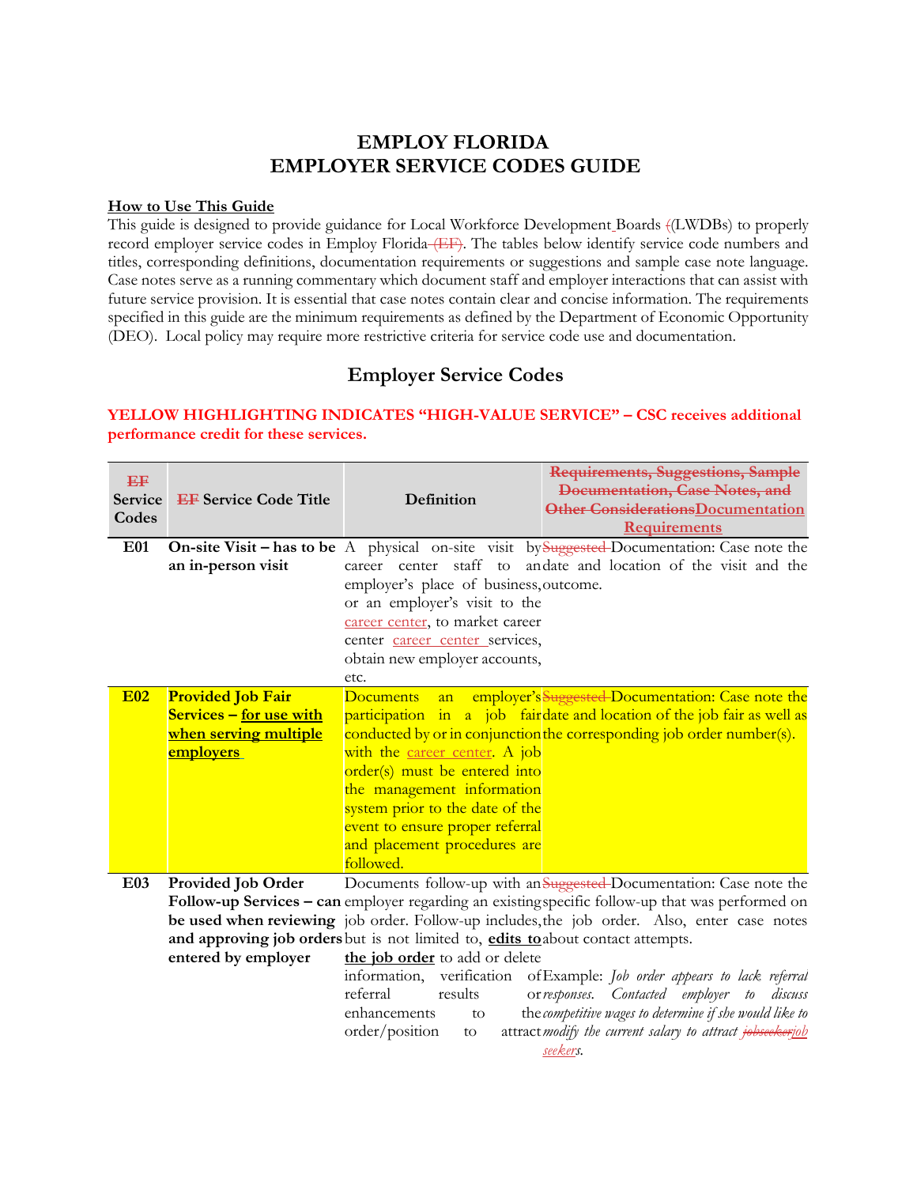# EMPLOY FLORIDA
# EMPLOYER SERVICE CODES GUIDE

**How to Use This Guide**

This guide is designed to provide guidance for Local Workforce Development Boards (LWDBs) to properly record employer service codes in Employ Florida (EF). The tables below identify service code numbers and titles, corresponding definitions, documentation requirements or suggestions and sample case note language. Case notes serve as a running commentary which document staff and employer interactions that can assist with future service provision. It is essential that case notes contain clear and concise information. The requirements specified in this guide are the minimum requirements as defined by the Department of Economic Opportunity (DEO). Local policy may require more restrictive criteria for service code use and documentation.

## Employer Service Codes

**YELLOW HIGHLIGHTING INDICATES "HIGH-VALUE SERVICE" – CSC receives additional performance credit for these services.**

| EF Service Codes | EF Service Code Title | Definition | Requirements, Suggestions, Sample Documentation, Case Notes, and Other Considerations Documentation Requirements |
|---|---|---|---|
| **E01** | **On-site Visit – has to be an in-person visit** | A physical on-site visit by career center staff to an employer's place of business, or an employer's visit to the career center, to market career center career center services, obtain new employer accounts, etc. | Suggested Documentation: Case note the date and location of the visit and the outcome. |
| **E02** | **Provided Job Fair Services – for use with when serving multiple employers** | Documents an employer's participation in a job fair conducted by or in conjunction with the career center. A job order(s) must be entered into the management information system prior to the date of the event to ensure proper referral and placement procedures are followed. | Suggested Documentation: Case note the date and location of the job fair as well as the corresponding job order number(s). |
| **E03** | **Provided Job Order Follow-up Services – can be used when reviewing and approving job orders entered by employer** | Documents follow-up with an employer regarding an existing job order. Follow-up includes, but is not limited to, **edits to the job order** to add or delete information, verification of referral results or enhancements to the order/position to attract | Suggested Documentation: Case note the specific follow-up that was performed on the job order. Also, enter case notes about contact attempts.<br><br>Example: *Job order appears to lack referral responses. Contacted employer to discuss competitive wages to determine if she would like to modify the current salary to attract jobseeker job seekers.* |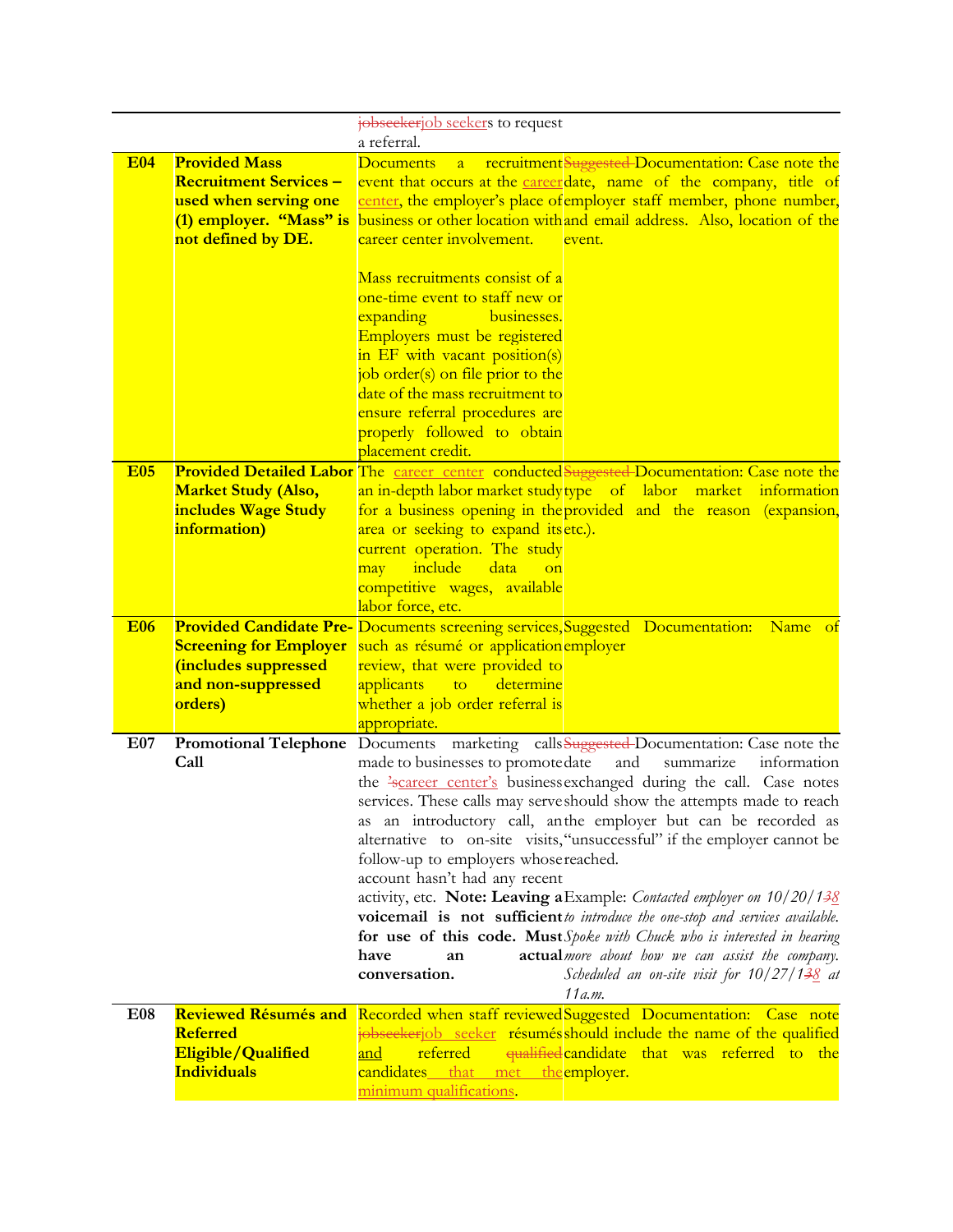| | | | |
|---|---|---|---|
| | | ~~jobseeker~~job seekers to request a referral. | |
| **E04** | **Provided Mass Recruitment Services – used when serving one (1) employer. "Mass" is not defined by DE.** | Documents a recruitment event that occurs at the career center, the employer's place of business or other location with career center involvement.<br><br>Mass recruitments consist of a one-time event to staff new or expanding businesses. Employers must be registered in EF with vacant position(s) job order(s) on file prior to the date of the mass recruitment to ensure referral procedures are properly followed to obtain placement credit. | ~~Suggested~~ Documentation: Case note the date, name of the company, title of employer staff member, phone number, and email address. Also, location of the event. |
| **E05** | **Provided Detailed Labor Market Study (Also, includes Wage Study information)** | The career center conducted an in-depth labor market study for a business opening in the area or seeking to expand its current operation. The study may include data on competitive wages, available labor force, etc. | ~~Suggested~~ Documentation: Case note the type of labor market information provided and the reason (expansion, etc.). |
| **E06** | **Provided Candidate Pre-Screening for Employer (includes suppressed and non-suppressed orders)** | Documents screening services, such as résumé or application review, that were provided to applicants to determine whether a job order referral is appropriate. | Suggested Documentation: Name of employer |
| **E07** | **Promotional Telephone Call** | Documents marketing calls made to businesses to promote the ~~'s~~career center's business services. These calls may serve as an introductory call, an alternative to on-site visits, follow-up to employers whose account hasn't had any recent activity, etc. **Note: Leaving a voicemail is not sufficient for use of this code. Must have an actual conversation.** | ~~Suggested~~ Documentation: Case note the date and summarize information exchanged during the call. Case notes should show the attempts made to reach the employer but can be recorded as "unsuccessful" if the employer cannot be reached.<br><br>Example: *Contacted employer on 10/20/1~~3~~8 to introduce the one-stop and services available. Spoke with Chuck who is interested in hearing more about how we can assist the company. Scheduled an on-site visit for 10/27/1~~3~~8 at 11a.m.* |
| **E08** | **Reviewed Résumés and Referred Eligible/Qualified Individuals** | Recorded when staff reviewed ~~jobseeker~~job seeker résumés and referred ~~qualified~~ candidates that met the minimum qualifications. | Suggested Documentation: Case note should include the name of the qualified candidate that was referred to the employer. |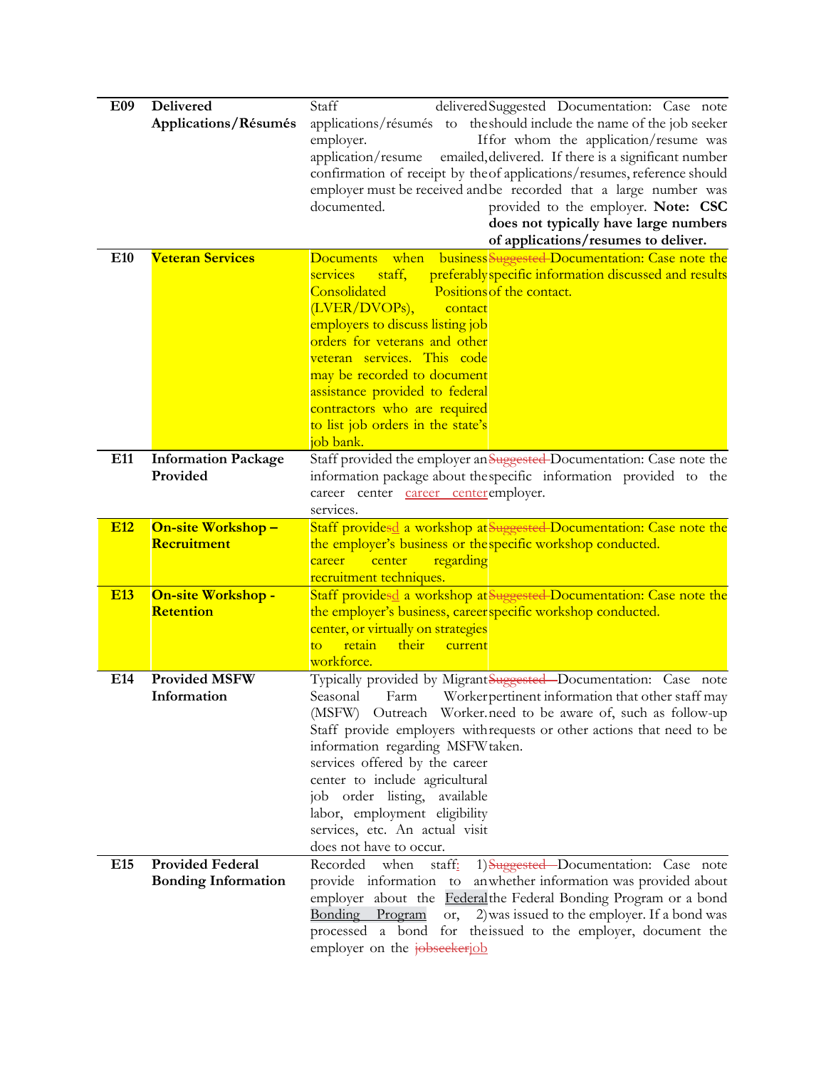| E09 | **Delivered Applications/Résumés** | Staff delivered applications/résumés to the employer. If application/resume emailed, confirmation of receipt by the employer must be received and documented. | Suggested Documentation: Case note should include the name of the job seeker for whom the application/resume was delivered. If there is a significant number of applications/resumes, reference should be recorded that a large number was provided to the employer. **Note: CSC does not typically have large numbers of applications/resumes to deliver.** |
|---|---|---|---|
| E10 | **Veteran Services** | Documents when business services staff, preferably Consolidated Positions (LVER/DVOPs), contact employers to discuss listing job orders for veterans and other veteran services. This code may be recorded to document assistance provided to federal contractors who are required to list job orders in the state's job bank. | ~~Suggested~~ Documentation: Case note the specific information discussed and results of the contact. |
| E11 | **Information Package Provided** | Staff provided the employer an information package about the career center career center services. | ~~Suggested~~ Documentation: Case note the specific information provided to the employer. |
| E12 | **On-site Workshop – Recruitment** | Staff provide~~s~~d a workshop at the employer's business or the career center regarding recruitment techniques. | ~~Suggested~~ Documentation: Case note the specific workshop conducted. |
| E13 | **On-site Workshop - Retention** | Staff provide~~s~~d a workshop at the employer's business, career center, or virtually on strategies to retain their current workforce. | ~~Suggested~~ Documentation: Case note the specific workshop conducted. |
| E14 | **Provided MSFW Information** | Typically provided by Migrant Seasonal Farm Worker (MSFW) Outreach Worker. Staff provide employers with information regarding MSFW services offered by the career center to include agricultural job order listing, available labor, employment eligibility services, etc. An actual visit does not have to occur. | ~~Suggested~~ Documentation: Case note pertinent information that other staff may need to be aware of, such as follow-up requests or other actions that need to be taken. |
| E15 | **Provided Federal Bonding Information** | Recorded when staff: 1) provide information to an employer about the Federal Bonding Program or, 2) processed a bond for the employer on the ~~jobseeker~~job | ~~Suggested~~ Documentation: Case note whether information was provided about the Federal Bonding Program or a bond was issued to the employer. If a bond was issued to the employer, document the |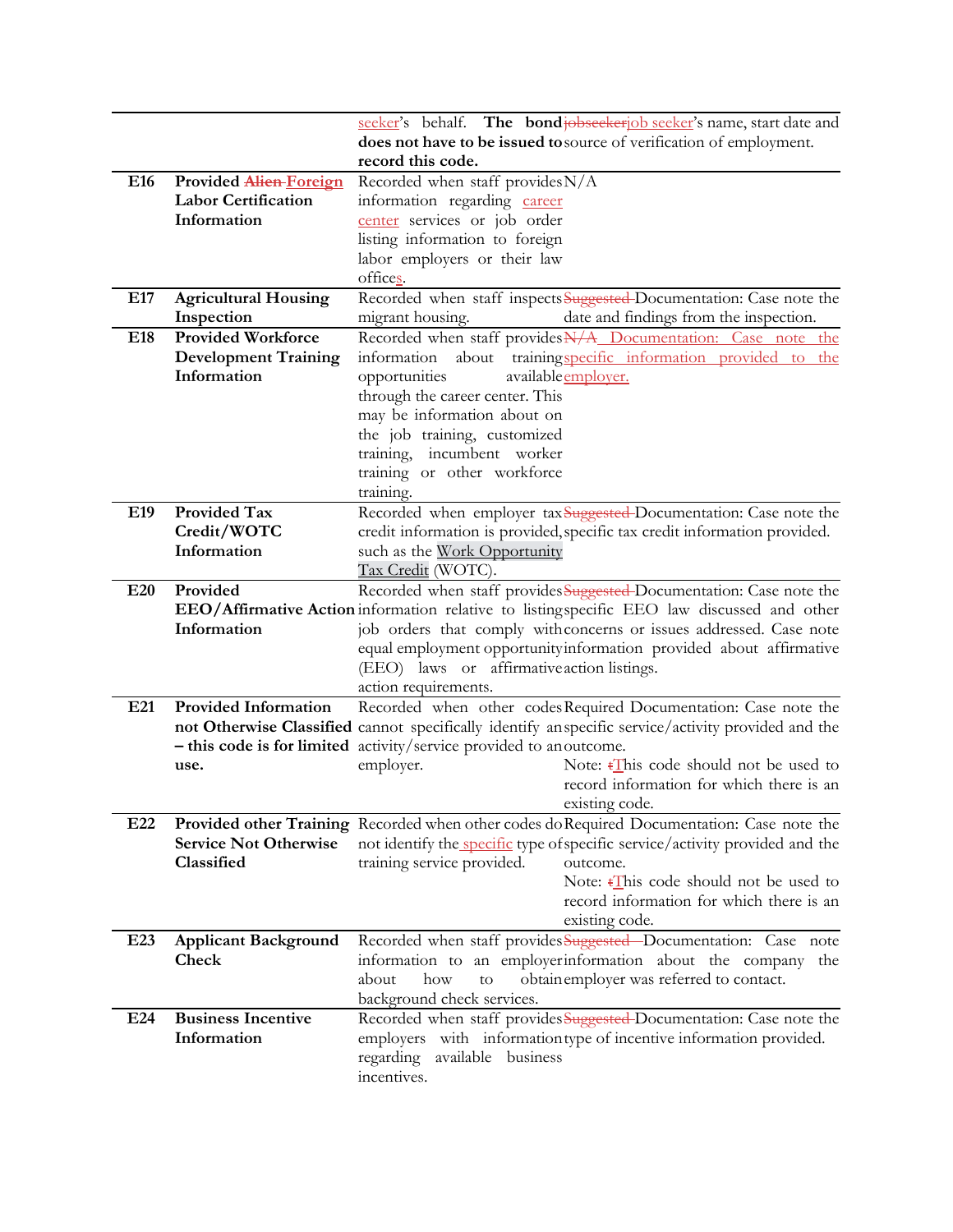| | | | |
|---|---|---|---|
| | | ~~seeker~~'s behalf. **The bond does not have to be issued to record this code.** | ~~jobseeker~~job seeker's name, start date and source of verification of employment. |
| **E16** | **Provided ~~Alien~~ Foreign Labor Certification Information** | Recorded when staff provides information regarding career center services or job order listing information to foreign labor employers or their law offices. | N/A |
| **E17** | **Agricultural Housing Inspection** | Recorded when staff inspects migrant housing. | ~~Suggested~~ Documentation: Case note the date and findings from the inspection. |
| **E18** | **Provided Workforce Development Training Information** | Recorded when staff provides information about training opportunities available through the career center. This may be information about on the job training, customized training, incumbent worker training or other workforce training. | ~~N/A~~ Documentation: Case note the specific information provided to the employer. |
| **E19** | **Provided Tax Credit/WOTC Information** | Recorded when employer tax credit information is provided, such as the Work Opportunity Tax Credit (WOTC). | ~~Suggested~~ Documentation: Case note the specific tax credit information provided. |
| **E20** | **Provided EEO/Affirmative Action Information** | Recorded when staff provides information relative to listing job orders that comply with equal employment opportunity (EEO) laws or affirmative action requirements. | ~~Suggested~~ Documentation: Case note the specific EEO law discussed and other concerns or issues addressed. Case note information provided about affirmative action listings. |
| **E21** | **Provided Information not Otherwise Classified – this code is for limited use.** | Recorded when other codes cannot specifically identify an activity/service provided to an employer. | Required Documentation: Case note the specific service/activity provided and the outcome.<br>Note: ~~t~~This code should not be used to record information for which there is an existing code. |
| **E22** | **Provided other Training Service Not Otherwise Classified** | Recorded when other codes do not identify the specific type of training service provided. | Required Documentation: Case note the specific service/activity provided and the outcome.<br>Note: ~~t~~This code should not be used to record information for which there is an existing code. |
| **E23** | **Applicant Background Check** | Recorded when staff provides information to an employer about how to obtain background check services. | ~~Suggested~~ Documentation: Case note information about the company the employer was referred to contact. |
| **E24** | **Business Incentive Information** | Recorded when staff provides employers with information regarding available business incentives. | ~~Suggested~~ Documentation: Case note the type of incentive information provided. |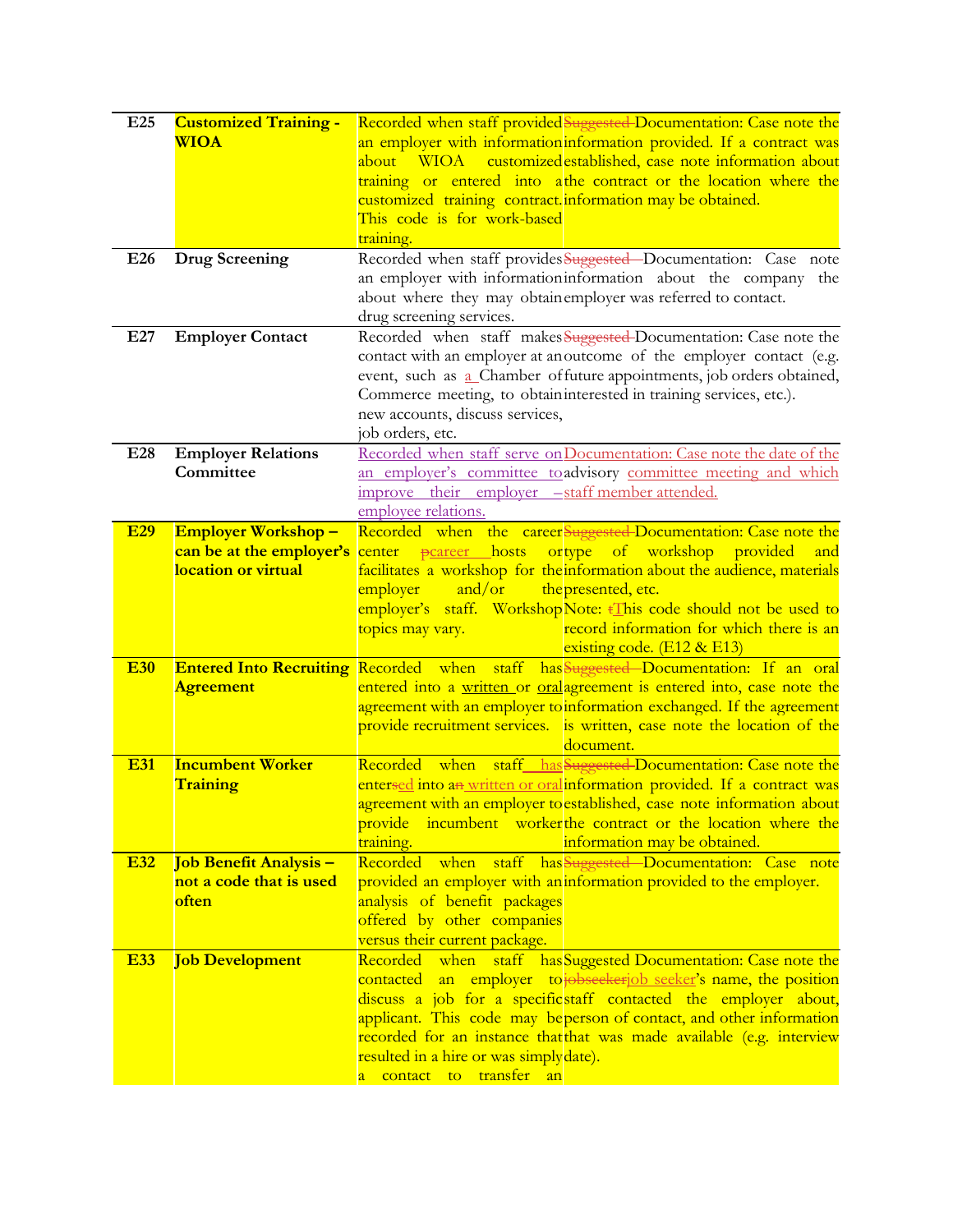| E25 | **Customized Training - WIOA** | Recorded when staff provided an employer with information about WIOA customized training or entered into a customized training contract. This code is for work-based training. | ~~Suggested~~ Documentation: Case note the information provided. If a contract was established, case note information about the contract or the location where the information may be obtained. |
|---|---|---|---|
| E26 | **Drug Screening** | Recorded when staff provides an employer with information about where they may obtain drug screening services. | ~~Suggested~~ Documentation: Case note information about the company the employer was referred to contact. |
| E27 | **Employer Contact** | Recorded when staff makes contact with an employer at an event, such as a Chamber of Commerce meeting, to obtain new accounts, discuss services, job orders, etc. | ~~Suggested~~ Documentation: Case note the outcome of the employer contact (e.g. future appointments, job orders obtained, interested in training services, etc.). |
| E28 | **Employer Relations Committee** | Recorded when staff serve on an employer's committee to improve their employer – employee relations. | Documentation: Case note the date of the advisory committee meeting and which staff member attended. |
| **E29** | **Employer Workshop – can be at the employer's location or virtual** | Recorded when the career center ~~p~~career hosts or facilitates a workshop for the employer and/or the employer's staff. Workshop topics may vary. | ~~Suggested~~ Documentation: Case note the type of workshop provided and information about the audience, materials presented, etc. Note: ~~t~~This code should not be used to record information for which there is an existing code. (E12 & E13) |
| **E30** | **Entered Into Recruiting Agreement** | Recorded when staff has entered into a written or oral agreement with an employer to provide recruitment services. | ~~Suggested~~ Documentation: If an oral agreement is entered into, case note the information exchanged. If the agreement is written, case note the location of the document. |
| **E31** | **Incumbent Worker Training** | Recorded when staff has enter~~s~~ed into a~~n~~ written or oral agreement with an employer to provide incumbent worker training. | ~~Suggested~~ Documentation: Case note the information provided. If a contract was established, case note information about the contract or the location where the information may be obtained. |
| **E32** | **Job Benefit Analysis – not a code that is used often** | Recorded when staff has provided an employer with an analysis of benefit packages offered by other companies versus their current package. | ~~Suggested~~ Documentation: Case note information provided to the employer. |
| **E33** | **Job Development** | Recorded when staff has contacted an employer to discuss a job for a specific applicant. This code may be recorded for an instance that resulted in a hire or was simply a contact to transfer an | Suggested Documentation: Case note the ~~jobseeker~~job seeker's name, the position staff contacted the employer about, person of contact, and other information that was made available (e.g. interview date). |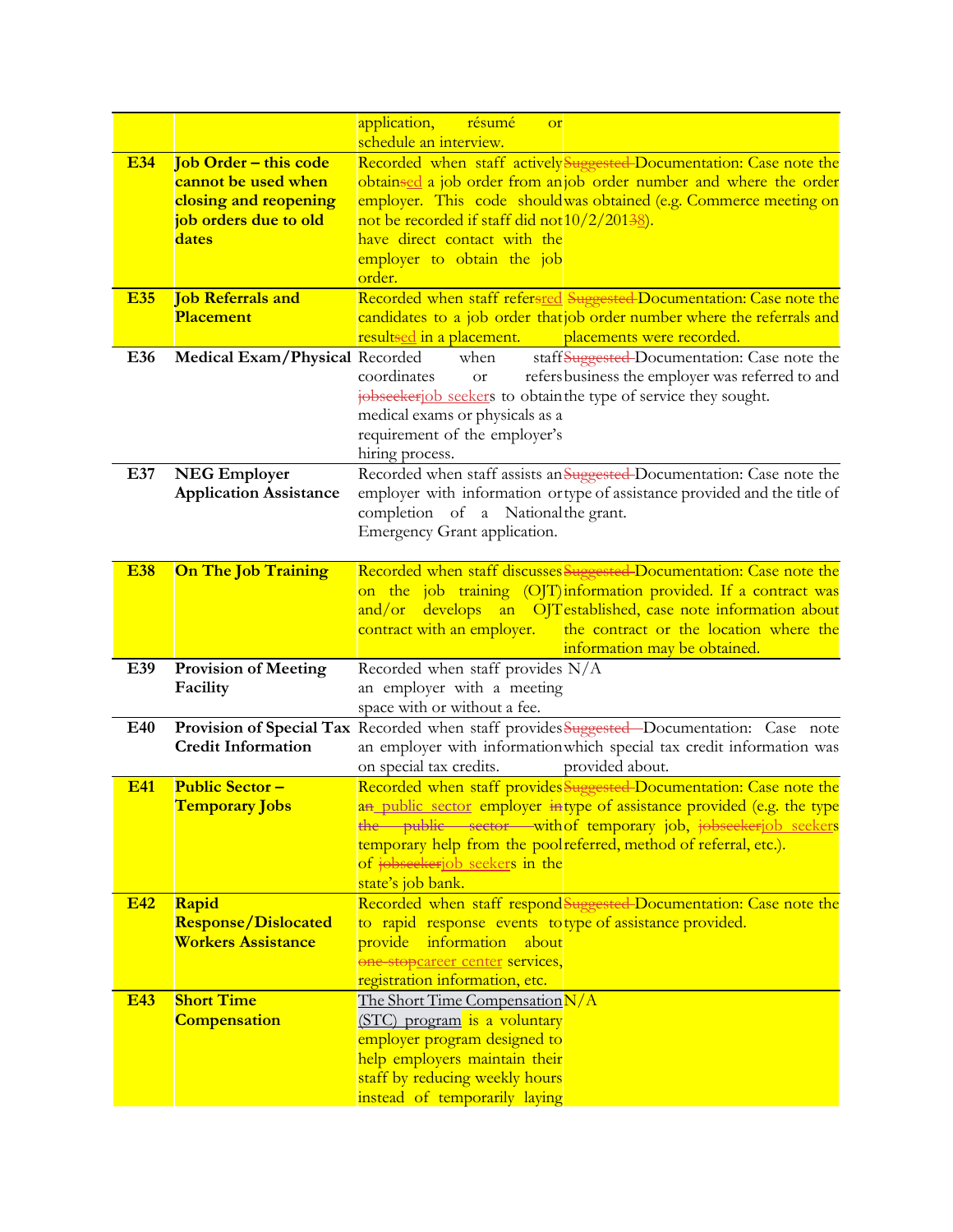| | | | |
|---|---|---|---|
| | | application, résumé or schedule an interview. | |
| **E34** | **Job Order – this code cannot be used when closing and reopening job orders due to old dates** | Recorded when staff actively obtainsed a job order from an employer. This code should not be recorded if staff did not have direct contact with the employer to obtain the job order. | Suggested Documentation: Case note the job order number and where the order was obtained (e.g. Commerce meeting on 10/2/20138). |
| **E35** | **Job Referrals and Placement** | Recorded when staff refersred candidates to a job order that resultsed in a placement. | Suggested Documentation: Case note the job order number where the referrals and placements were recorded. |
| **E36** | **Medical Exam/Physical** | Recorded when staff coordinates or refers jobseekerjob seekers to obtain medical exams or physicals as a requirement of the employer's hiring process. | Suggested Documentation: Case note the business the employer was referred to and the type of service they sought. |
| **E37** | **NEG Employer Application Assistance** | Recorded when staff assists an employer with information or completion of a National Emergency Grant application. | Suggested Documentation: Case note the type of assistance provided and the title of the grant. |
| **E38** | **On The Job Training** | Recorded when staff discusses on the job training (OJT) and/or develops an OJT contract with an employer. | Suggested Documentation: Case note the information provided. If a contract was established, case note information about the contract or the location where the information may be obtained. |
| **E39** | **Provision of Meeting Facility** | Recorded when staff provides an employer with a meeting space with or without a fee. | N/A |
| **E40** | **Provision of Special Tax Credit Information** | Recorded when staff provides an employer with information on special tax credits. | Suggested Documentation: Case note which special tax credit information was provided about. |
| **E41** | **Public Sector – Temporary Jobs** | Recorded when staff provides an public sector employer in the public sector with temporary help from the pool of jobseekerjob seekers in the state's job bank. | Suggested Documentation: Case note the type of assistance provided (e.g. the type of temporary job, jobseekerjob seekers referred, method of referral, etc.). |
| **E42** | **Rapid Response/Dislocated Workers Assistance** | Recorded when staff respond to rapid response events to provide information about one-stopcareer center services, registration information, etc. | Suggested Documentation: Case note the type of assistance provided. |
| **E43** | **Short Time Compensation** | The Short Time Compensation (STC) program is a voluntary employer program designed to help employers maintain their staff by reducing weekly hours instead of temporarily laying | N/A |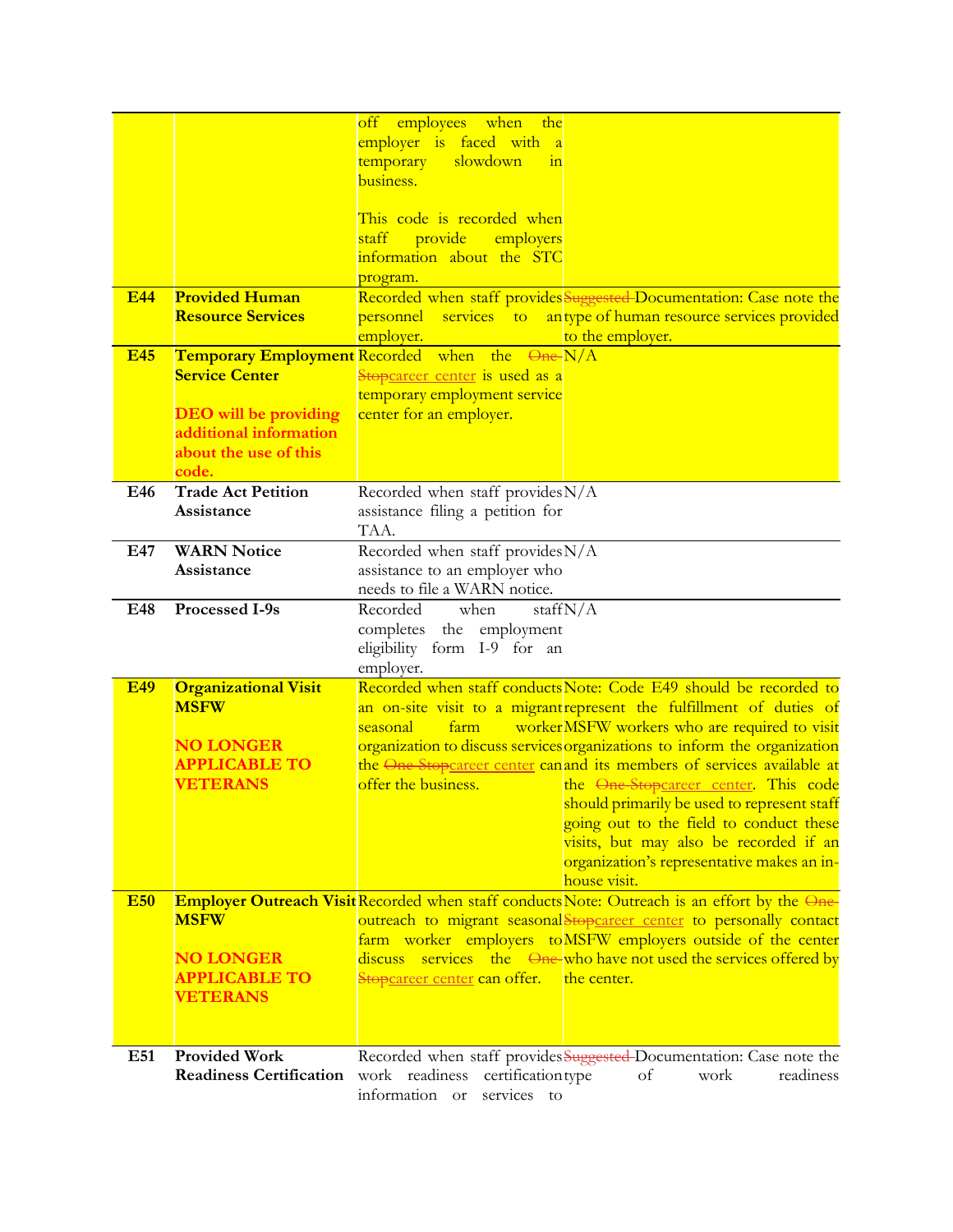| | | | |
|---|---|---|---|
| | | off employees when the employer is faced with a temporary slowdown in business.<br><br>This code is recorded when staff provide employers information about the STC program. | |
| **E44** | **Provided Human Resource Services** | Recorded when staff provides personnel services to an employer. | ~~Suggested~~ Documentation: Case note the type of human resource services provided to the employer. |
| **E45** | **Temporary Employment Service Center**<br><br>**DEO will be providing additional information about the use of this code.** | Recorded when the ~~One-Stop~~career center is used as a temporary employment service center for an employer. | N/A |
| **E46** | **Trade Act Petition Assistance** | Recorded when staff provides assistance filing a petition for TAA. | N/A |
| **E47** | **WARN Notice Assistance** | Recorded when staff provides assistance to an employer who needs to file a WARN notice. | N/A |
| **E48** | **Processed I-9s** | Recorded when staff completes the employment eligibility form I-9 for an employer. | N/A |
| **E49** | **Organizational Visit MSFW**<br><br>**NO LONGER APPLICABLE TO VETERANS** | Recorded when staff conducts an on-site visit to a migrant seasonal farm worker organization to discuss services the ~~One-Stop~~career center can offer the business. | Note: Code E49 should be recorded to represent the fulfillment of duties of MSFW workers who are required to visit organizations to inform the organization and its members of services available at the ~~One-Stop~~career center. This code should primarily be used to represent staff going out to the field to conduct these visits, but may also be recorded if an organization's representative makes an in-house visit. |
| **E50** | **Employer Outreach Visit MSFW**<br><br>**NO LONGER APPLICABLE TO VETERANS** | Recorded when staff conducts outreach to migrant seasonal farm worker employers to discuss services the ~~One-Stop~~career center can offer. | Note: Outreach is an effort by the ~~One-Stop~~career center to personally contact MSFW employers outside of the center who have not used the services offered by the center. |
| **E51** | **Provided Work Readiness Certification** | Recorded when staff provides work readiness certification information or services to | ~~Suggested~~ Documentation: Case note the type of work readiness |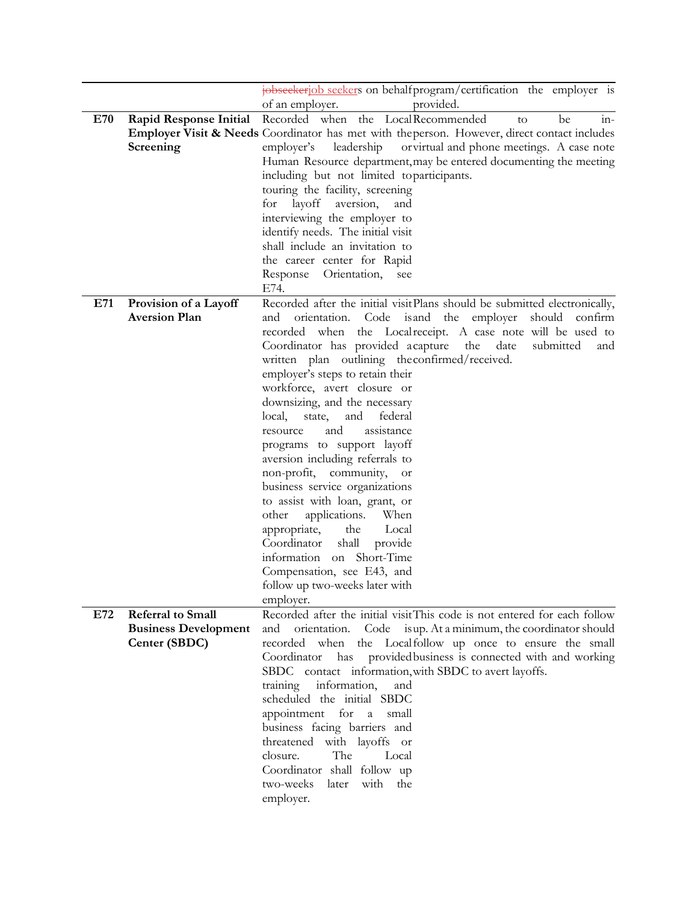| | | | |
|---|---|---|---|
| | | ~~jobseeker~~job seekers on behalf of an employer. | program/certification the employer is provided. |
| **E70** | **Rapid Response Initial Employer Visit & Needs Screening** | Recorded when the Local Coordinator has met with the employer's leadership or Human Resource department, including but not limited to touring the facility, screening for layoff aversion, and interviewing the employer to identify needs. The initial visit shall include an invitation to the career center for Rapid Response Orientation, see E74. | Recommended to be in-person. However, direct contact includes virtual and phone meetings. A case note may be entered documenting the meeting participants. |
| **E71** | **Provision of a Layoff Aversion Plan** | Recorded after the initial visit and orientation. Code is recorded when the Local Coordinator has provided a written plan outlining the employer's steps to retain their workforce, avert closure or downsizing, and the necessary local, state, and federal resource and assistance programs to support layoff aversion including referrals to non-profit, community, or business service organizations to assist with loan, grant, or other applications. When appropriate, the Local Coordinator shall provide information on Short-Time Compensation, see E43, and follow up two-weeks later with employer. | Plans should be submitted electronically, and the employer should confirm receipt. A case note will be used to capture the date submitted and confirmed/received. |
| **E72** | **Referral to Small Business Development Center (SBDC)** | Recorded after the initial visit and orientation. Code is recorded when the Local Coordinator has provided SBDC contact information, training information, and scheduled the initial SBDC appointment for a small business facing barriers and threatened with layoffs or closure. The Local Coordinator shall follow up two-weeks later with the employer. | This code is not entered for each follow up. At a minimum, the coordinator should follow up once to ensure the small business is connected with and working with SBDC to avert layoffs. |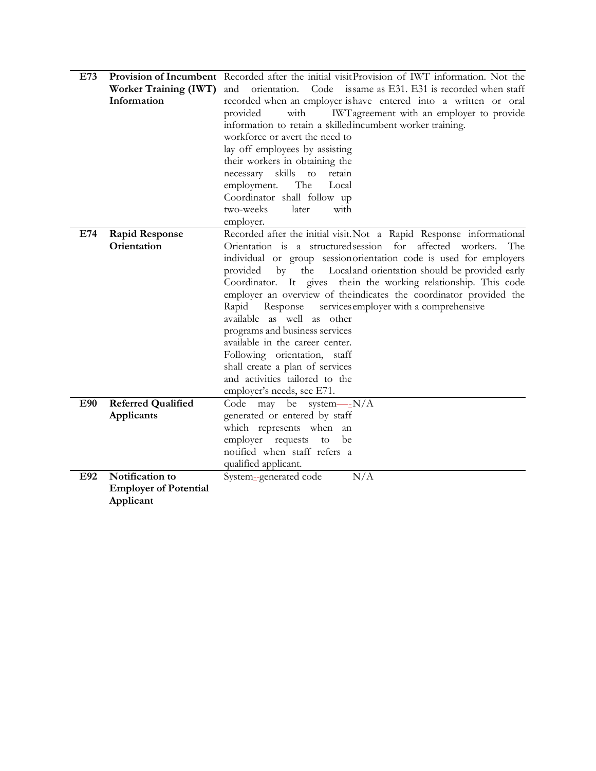| | | | |
|---|---|---|---|
| **E73** | **Provision of Incumbent Worker Training (IWT) Information** | Recorded after the initial visit and orientation. Code is recorded when an employer is provided with IWT information to retain a skilled workforce or avert the need to lay off employees by assisting their workers in obtaining the necessary skills to retain employment. The Local Coordinator shall follow up two-weeks later with employer. | Provision of IWT information. Not the same as E31. E31 is recorded when staff have entered into a written or oral agreement with an employer to provide incumbent worker training. |
| **E74** | **Rapid Response Orientation** | Recorded after the initial visit. Orientation is a structured individual or group session provided by the Local Coordinator. It gives the employer an overview of the Rapid Response services available as well as other programs and business services available in the career center. Following orientation, staff shall create a plan of services and activities tailored to the employer's needs, see E71. | Not a Rapid Response informational session for affected workers. The orientation code is used for employers and orientation should be provided early in the working relationship. This code indicates the coordinator provided the employer with a comprehensive |
| **E90** | **Referred Qualified Applicants** | Code may be system-generated or entered by staff which represents when an employer requests to be notified when staff refers a qualified applicant. | N/A |
| **E92** | **Notification to Employer of Potential Applicant** | System-generated code | N/A |